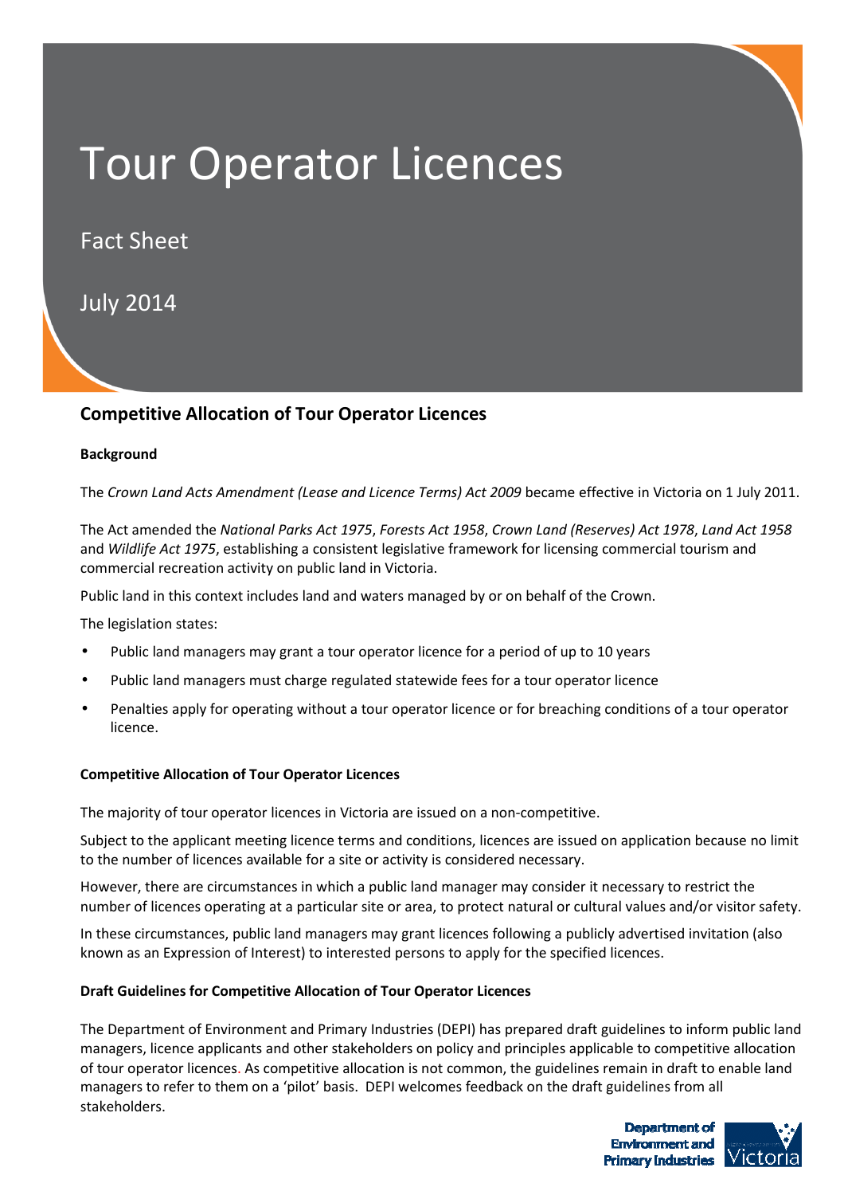# Tour Operator Licences

Fact Sheet

July 2014

## Competitive Allocation of Tour Operator Licences

**Background**

The *Crown Land Acts Amendment (Lease and Licence Terms) Act 2009* became effective in Victoria on 1 July 2011.

The Act amended the *National Parks Act 1975*, *Forests Act 1958*, *Crown Land (Reserves) Act 1978*, *Land Act 1958* and *Wildlife Act 1975*, establishing a consistent legislative framework for licensing commercial tourism and commercial recreation activity on public land in Victoria.

Public land in this context includes land and waters managed by or on behalf of the Crown.

The legislation states:

- Public land managers may grant a tour operator licence for a period of up to 10 years
- Public land managers must charge regulated statewide fees for a tour operator licence
- Penalties apply for operating without a tour operator licence or for breaching conditions of a tour operator licence.

**Competitive Allocation of Tour Operator Licences**

The majority of tour operator licences in Victoria are issued on a non-competitive.

Subject to the applicant meeting licence terms and conditions, licences are issued on application because no limit to the number of licences available for a site or activity is considered necessary.

However, there are circumstances in which a public land manager may consider it necessary to restrict the number of licences operating at a particular site or area, to protect natural or cultural values and/or visitor safety.

In these circumstances, public land managers may grant licences following a publicly advertised invitation (also known as an Expression of Interest) to interested persons to apply for the specified licences.

**Draft Guidelines for Competitive Allocation of Tour Operator Licences**

The Department of Environment and Primary Industries (DEPI) has prepared draft guidelines to inform public land managers, licence applicants and other stakeholders on policy and principles applicable to competitive allocation of tour operator licences. As competitive allocation is not common, the guidelines remain in draft to enable land managers to refer to them on a 'pilot' basis. DEPI welcomes feedback on the draft guidelines from all stakeholders.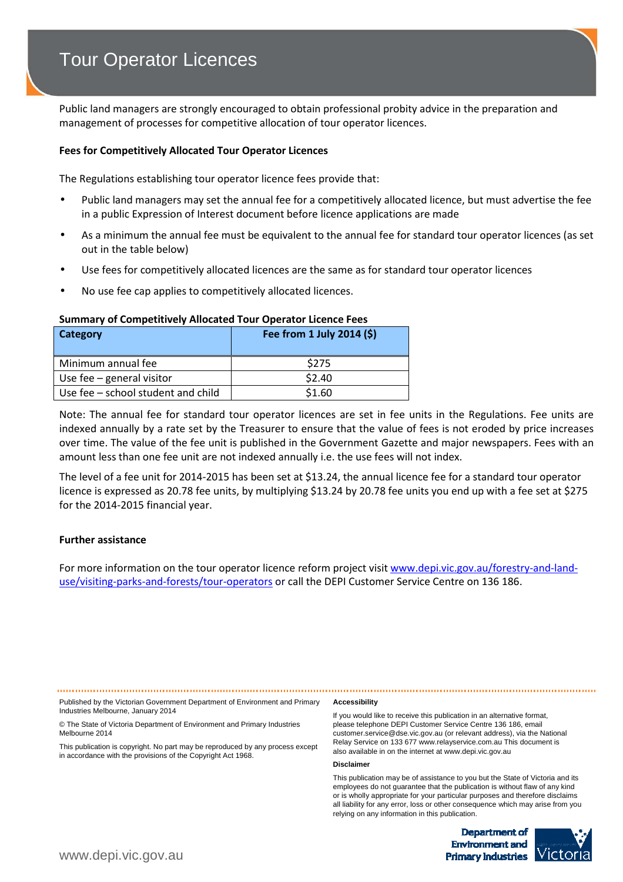# Tour Operator Licences

Public land managers are strongly encouraged to obtain professional probity advice in the preparation and management of processes for competitive allocation of tour operator licences.

**Fees for Competitively Allocated Tour Operator Licences**

The Regulations establishing tour operator licence fees provide that:

- Public land managers may set the annual fee for a competitively allocated licence, but must advertise the fee in a public Expression of Interest document before licence applications are made
- As a minimum the annual fee must be equivalent to the annual fee for standard tour operator licences (as set out in the table below)
- Use fees for competitively allocated licences are the same as for standard tour operator licences
- No use fee cap applies to competitively allocated licences.

**Summary of Competitively Allocated Tour Operator Licence Fees**

| Category | Fee from 1 July 2014 ($) |
|---|---|
| Minimum annual fee | $275 |
| Use fee – general visitor | $2.40 |
| Use fee – school student and child | $1.60 |

Note: The annual fee for standard tour operator licences are set in fee units in the Regulations. Fee units are indexed annually by a rate set by the Treasurer to ensure that the value of fees is not eroded by price increases over time. The value of the fee unit is published in the Government Gazette and major newspapers. Fees with an amount less than one fee unit are not indexed annually i.e. the use fees will not index.

The level of a fee unit for 2014-2015 has been set at $13.24, the annual licence fee for a standard tour operator licence is expressed as 20.78 fee units, by multiplying $13.24 by 20.78 fee units you end up with a fee set at $275 for the 2014-2015 financial year.

**Further assistance**

For more information on the tour operator licence reform project visit www.depi.vic.gov.au/forestry-and-land-use/visiting-parks-and-forests/tour-operators or call the DEPI Customer Service Centre on 136 186.

Published by the Victorian Government Department of Environment and Primary Industries Melbourne, January 2014

© The State of Victoria Department of Environment and Primary Industries Melbourne 2014

This publication is copyright. No part may be reproduced by any process except in accordance with the provisions of the Copyright Act 1968.

**Accessibility**

If you would like to receive this publication in an alternative format, please telephone DEPI Customer Service Centre 136 186, email customer.service@dse.vic.gov.au (or relevant address), via the National Relay Service on 133 677 www.relayservice.com.au This document is also available in on the internet at www.depi.vic.gov.au

**Disclaimer**

This publication may be of assistance to you but the State of Victoria and its employees do not guarantee that the publication is without flaw of any kind or is wholly appropriate for your particular purposes and therefore disclaims all liability for any error, loss or other consequence which may arise from you relying on any information in this publication.

www.depi.vic.gov.au

Department of Environment and Primary Industries

Victoria